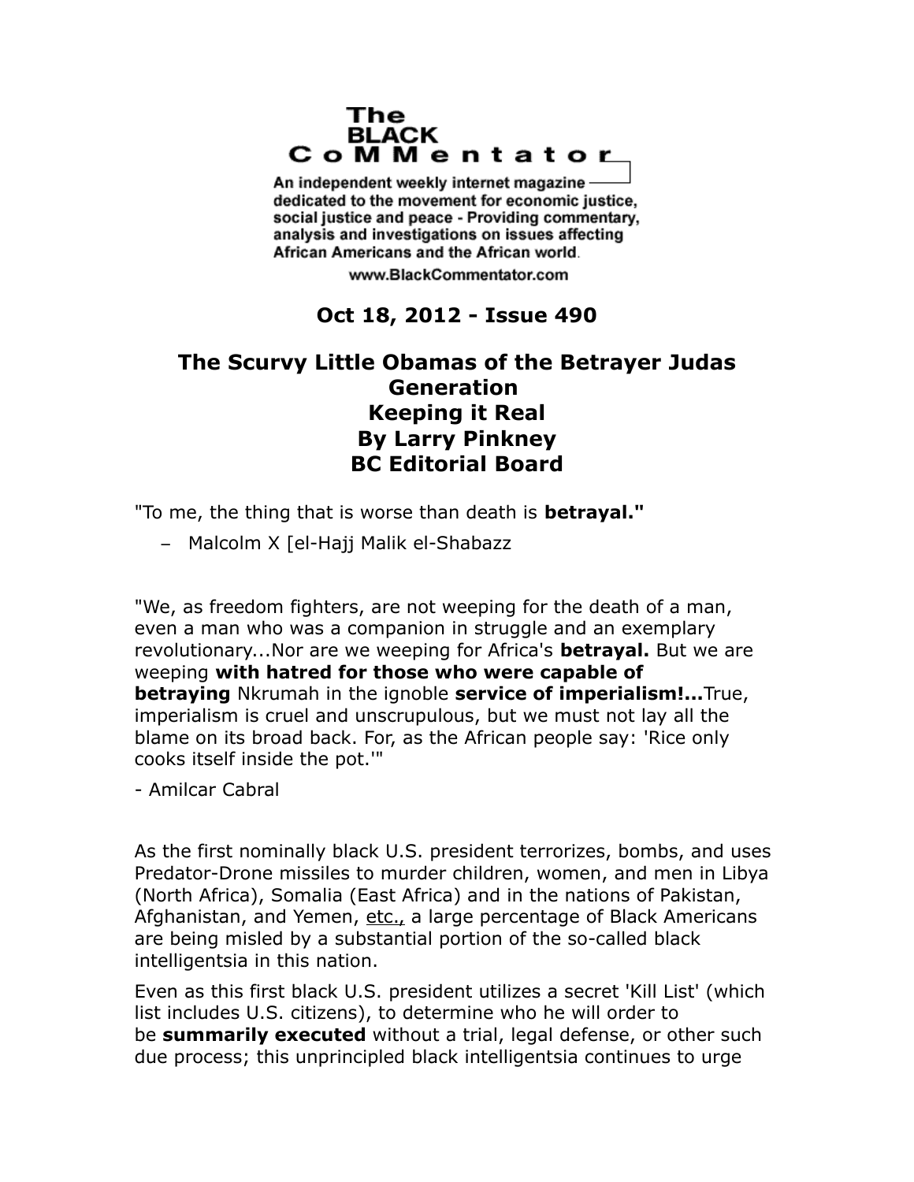The BLACK CoMMentator

An independent weekly internet magazine dedicated to the movement for economic justice, social justice and peace - Providing commentary, analysis and investigations on issues affecting African Americans and the African world.

www.BlackCommentator.com

## Oct 18, 2012 - Issue 490

# The Scurvy Little Obamas of the Betrayer Judas Generation

## Keeping it Real

## By Larry Pinkney

## BC Editorial Board

"To me, the thing that is worse than death is **betrayal."**

– Malcolm X [el-Hajj Malik el-Shabazz

"We, as freedom fighters, are not weeping for the death of a man, even a man who was a companion in struggle and an exemplary revolutionary...Nor are we weeping for Africa's **betrayal.** But we are weeping **with hatred for those who were capable of betraying** Nkrumah in the ignoble **service of imperialism!...**True, imperialism is cruel and unscrupulous, but we must not lay all the blame on its broad back. For, as the African people say: 'Rice only cooks itself inside the pot.'"

- Amilcar Cabral

As the first nominally black U.S. president terrorizes, bombs, and uses Predator-Drone missiles to murder children, women, and men in Libya (North Africa), Somalia (East Africa) and in the nations of Pakistan, Afghanistan, and Yemen, etc., a large percentage of Black Americans are being misled by a substantial portion of the so-called black intelligentsia in this nation.

Even as this first black U.S. president utilizes a secret 'Kill List' (which list includes U.S. citizens), to determine who he will order to be **summarily executed** without a trial, legal defense, or other such due process; this unprincipled black intelligentsia continues to urge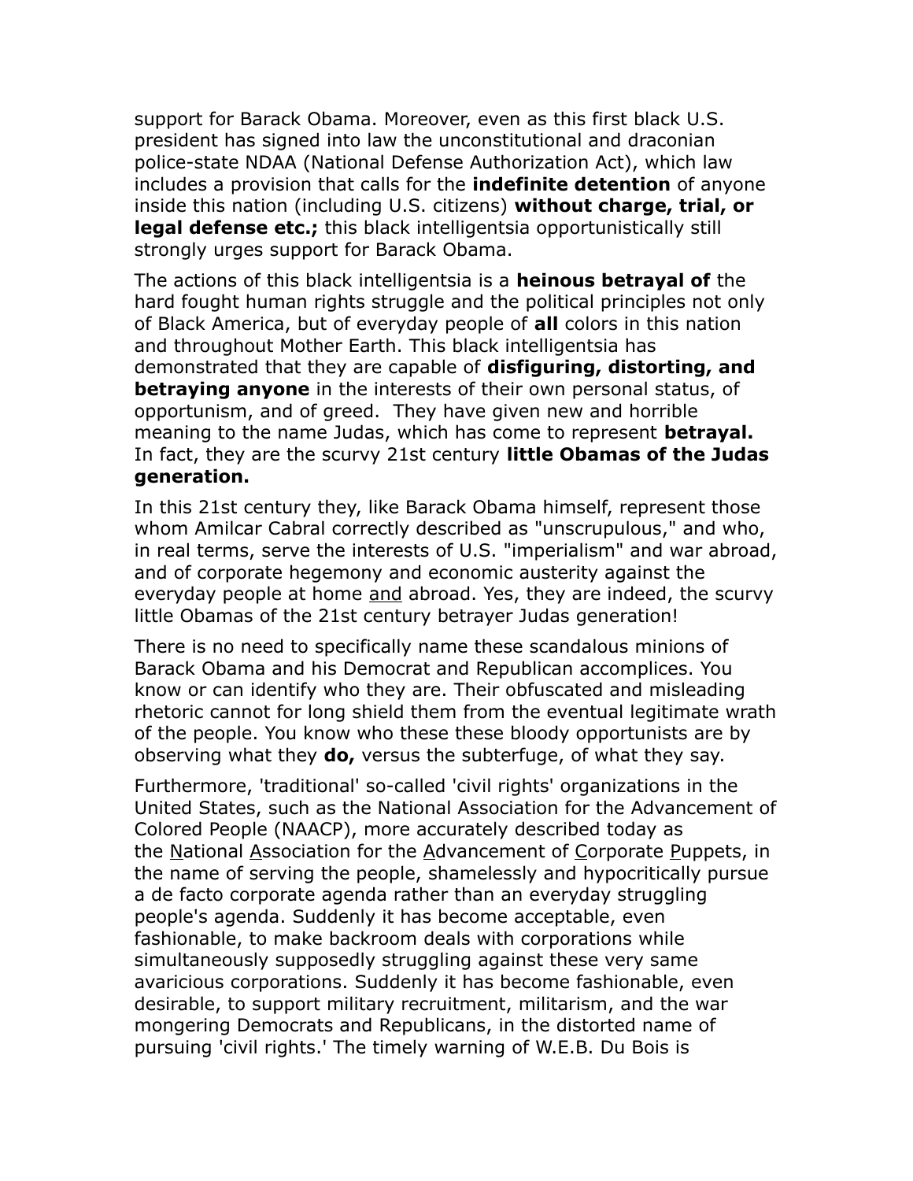support for Barack Obama. Moreover, even as this first black U.S. president has signed into law the unconstitutional and draconian police-state NDAA (National Defense Authorization Act), which law includes a provision that calls for the **indefinite detention** of anyone inside this nation (including U.S. citizens) **without charge, trial, or legal defense etc.;** this black intelligentsia opportunistically still strongly urges support for Barack Obama.

The actions of this black intelligentsia is a **heinous betrayal of** the hard fought human rights struggle and the political principles not only of Black America, but of everyday people of **all** colors in this nation and throughout Mother Earth. This black intelligentsia has demonstrated that they are capable of **disfiguring, distorting, and betraying anyone** in the interests of their own personal status, of opportunism, and of greed. They have given new and horrible meaning to the name Judas, which has come to represent **betrayal.** In fact, they are the scurvy 21st century **little Obamas of the Judas generation.**

In this 21st century they, like Barack Obama himself, represent those whom Amilcar Cabral correctly described as "unscrupulous," and who, in real terms, serve the interests of U.S. "imperialism" and war abroad, and of corporate hegemony and economic austerity against the everyday people at home <u>and</u> abroad. Yes, they are indeed, the scurvy little Obamas of the 21st century betrayer Judas generation!

There is no need to specifically name these scandalous minions of Barack Obama and his Democrat and Republican accomplices. You know or can identify who they are. Their obfuscated and misleading rhetoric cannot for long shield them from the eventual legitimate wrath of the people. You know who these these bloody opportunists are by observing what they **do,** versus the subterfuge, of what they say.

Furthermore, 'traditional' so-called 'civil rights' organizations in the United States, such as the National Association for the Advancement of Colored People (NAACP), more accurately described today as the <u>N</u>ational <u>A</u>ssociation for the <u>A</u>dvancement of <u>C</u>orporate <u>P</u>uppets, in the name of serving the people, shamelessly and hypocritically pursue a de facto corporate agenda rather than an everyday struggling people's agenda. Suddenly it has become acceptable, even fashionable, to make backroom deals with corporations while simultaneously supposedly struggling against these very same avaricious corporations. Suddenly it has become fashionable, even desirable, to support military recruitment, militarism, and the war mongering Democrats and Republicans, in the distorted name of pursuing 'civil rights.' The timely warning of W.E.B. Du Bois is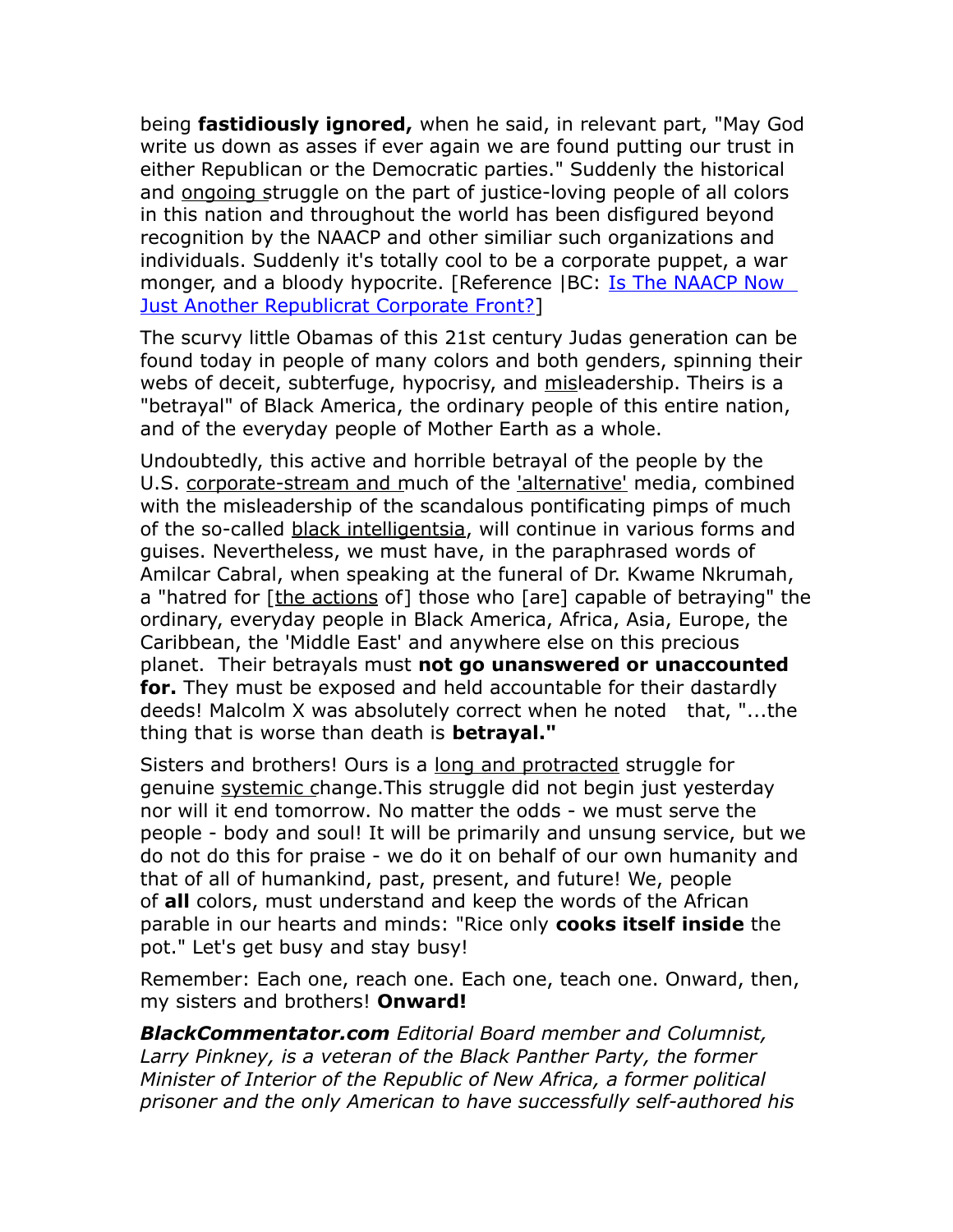being **fastidiously ignored,** when he said, in relevant part, "May God write us down as asses if ever again we are found putting our trust in either Republican or the Democratic parties." Suddenly the historical and ongoing struggle on the part of justice-loving people of all colors in this nation and throughout the world has been disfigured beyond recognition by the NAACP and other similiar such organizations and individuals. Suddenly it's totally cool to be a corporate puppet, a war monger, and a bloody hypocrite. [Reference |BC: Is The NAACP Now Just Another Republicrat Corporate Front?]

The scurvy little Obamas of this 21st century Judas generation can be found today in people of many colors and both genders, spinning their webs of deceit, subterfuge, hypocrisy, and misleadership. Theirs is a "betrayal" of Black America, the ordinary people of this entire nation, and of the everyday people of Mother Earth as a whole.

Undoubtedly, this active and horrible betrayal of the people by the U.S. corporate-stream and much of the 'alternative' media, combined with the misleadership of the scandalous pontificating pimps of much of the so-called black intelligentsia, will continue in various forms and guises. Nevertheless, we must have, in the paraphrased words of Amilcar Cabral, when speaking at the funeral of Dr. Kwame Nkrumah, a "hatred for [the actions of] those who [are] capable of betraying" the ordinary, everyday people in Black America, Africa, Asia, Europe, the Caribbean, the 'Middle East' and anywhere else on this precious planet. Their betrayals must **not go unanswered or unaccounted for.** They must be exposed and held accountable for their dastardly deeds! Malcolm X was absolutely correct when he noted that, "...the thing that is worse than death is **betrayal."**

Sisters and brothers! Ours is a long and protracted struggle for genuine systemic change.This struggle did not begin just yesterday nor will it end tomorrow. No matter the odds - we must serve the people - body and soul! It will be primarily and unsung service, but we do not do this for praise - we do it on behalf of our own humanity and that of all of humankind, past, present, and future! We, people of **all** colors, must understand and keep the words of the African parable in our hearts and minds: "Rice only **cooks itself inside** the pot." Let's get busy and stay busy!

Remember: Each one, reach one. Each one, teach one. Onward, then, my sisters and brothers! **Onward!**

***BlackCommentator.com*** *Editorial Board member and Columnist, Larry Pinkney, is a veteran of the Black Panther Party, the former Minister of Interior of the Republic of New Africa, a former political prisoner and the only American to have successfully self-authored his*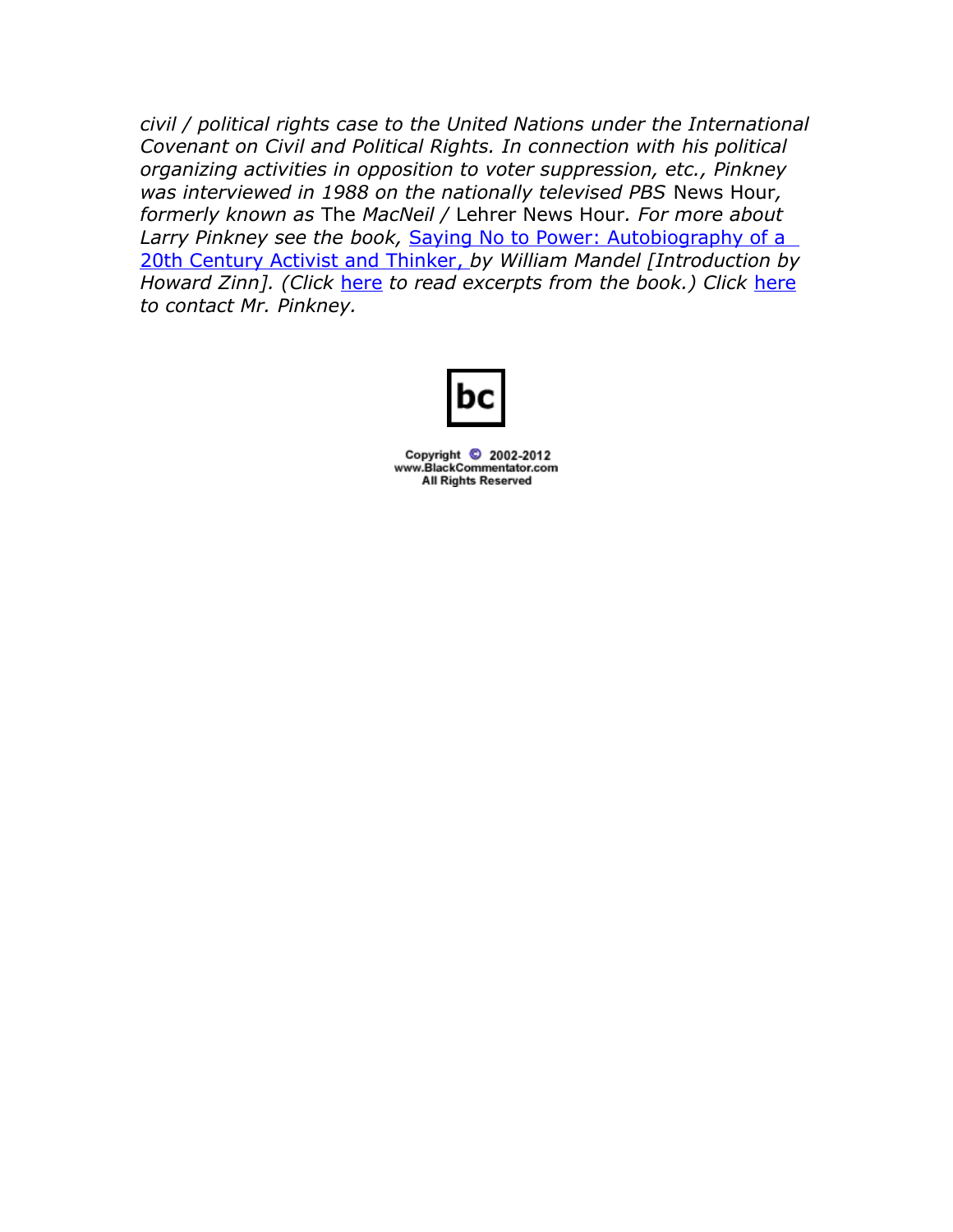*civil / political rights case to the United Nations under the International Covenant on Civil and Political Rights. In connection with his political organizing activities in opposition to voter suppression, etc., Pinkney was interviewed in 1988 on the nationally televised PBS* News Hour*, formerly known as* The *MacNeil /* Lehrer News Hour*. For more about Larry Pinkney see the book,* Saying No to Power: Autobiography of a 20th Century Activist and Thinker, *by William Mandel [Introduction by Howard Zinn]. (Click* here *to read excerpts from the book.) Click* here *to contact Mr. Pinkney.*

bc

Copyright © 2002-2012
www.BlackCommentator.com
All Rights Reserved